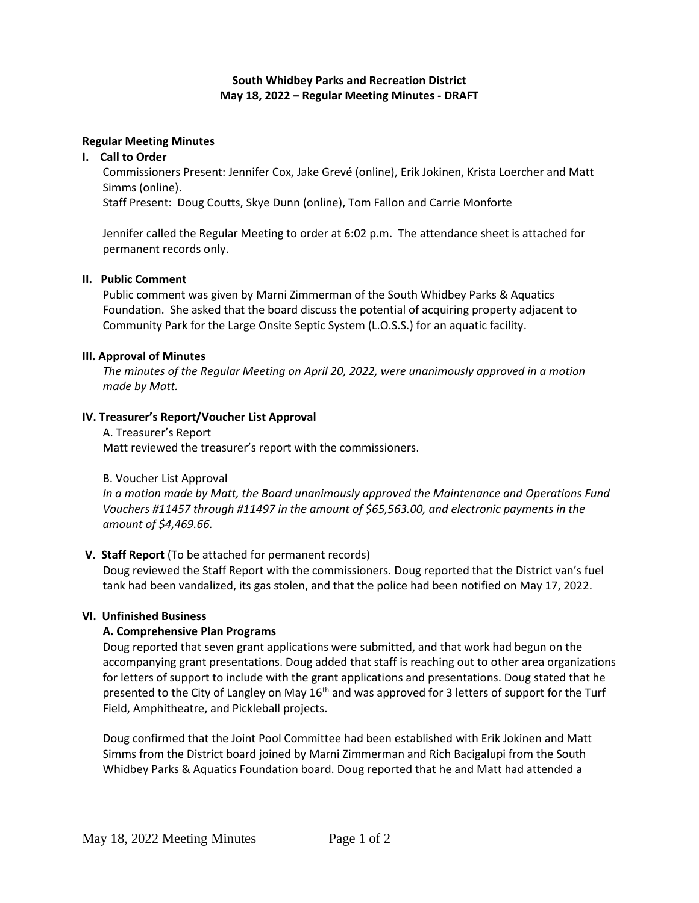**South Whidbey Parks and Recreation District**
**May 18, 2022 – Regular Meeting Minutes - DRAFT**

**Regular Meeting Minutes**

**I. Call to Order**

Commissioners Present: Jennifer Cox, Jake Grevé (online), Erik Jokinen, Krista Loercher and Matt Simms (online).
Staff Present: Doug Coutts, Skye Dunn (online), Tom Fallon and Carrie Monforte

Jennifer called the Regular Meeting to order at 6:02 p.m. The attendance sheet is attached for permanent records only.

**II. Public Comment**

Public comment was given by Marni Zimmerman of the South Whidbey Parks & Aquatics Foundation. She asked that the board discuss the potential of acquiring property adjacent to Community Park for the Large Onsite Septic System (L.O.S.S.) for an aquatic facility.

**III. Approval of Minutes**

*The minutes of the Regular Meeting on April 20, 2022, were unanimously approved in a motion made by Matt.*

**IV. Treasurer's Report/Voucher List Approval**

A. Treasurer's Report
Matt reviewed the treasurer's report with the commissioners.

B. Voucher List Approval
*In a motion made by Matt, the Board unanimously approved the Maintenance and Operations Fund Vouchers #11457 through #11497 in the amount of $65,563.00, and electronic payments in the amount of $4,469.66.*

**V. Staff Report** (To be attached for permanent records)

Doug reviewed the Staff Report with the commissioners. Doug reported that the District van's fuel tank had been vandalized, its gas stolen, and that the police had been notified on May 17, 2022.

**VI. Unfinished Business**

**A. Comprehensive Plan Programs**

Doug reported that seven grant applications were submitted, and that work had begun on the accompanying grant presentations. Doug added that staff is reaching out to other area organizations for letters of support to include with the grant applications and presentations. Doug stated that he presented to the City of Langley on May 16th and was approved for 3 letters of support for the Turf Field, Amphitheatre, and Pickleball projects.

Doug confirmed that the Joint Pool Committee had been established with Erik Jokinen and Matt Simms from the District board joined by Marni Zimmerman and Rich Bacigalupi from the South Whidbey Parks & Aquatics Foundation board. Doug reported that he and Matt had attended a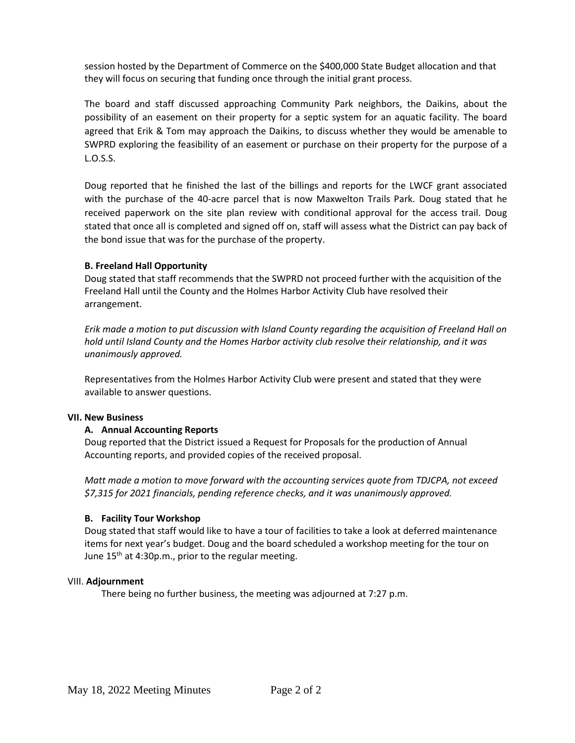session hosted by the Department of Commerce on the $400,000 State Budget allocation and that they will focus on securing that funding once through the initial grant process.

The board and staff discussed approaching Community Park neighbors, the Daikins, about the possibility of an easement on their property for a septic system for an aquatic facility. The board agreed that Erik & Tom may approach the Daikins, to discuss whether they would be amenable to SWPRD exploring the feasibility of an easement or purchase on their property for the purpose of a L.O.S.S.

Doug reported that he finished the last of the billings and reports for the LWCF grant associated with the purchase of the 40-acre parcel that is now Maxwelton Trails Park. Doug stated that he received paperwork on the site plan review with conditional approval for the access trail. Doug stated that once all is completed and signed off on, staff will assess what the District can pay back of the bond issue that was for the purchase of the property.

**B. Freeland Hall Opportunity**

Doug stated that staff recommends that the SWPRD not proceed further with the acquisition of the Freeland Hall until the County and the Holmes Harbor Activity Club have resolved their arrangement.

*Erik made a motion to put discussion with Island County regarding the acquisition of Freeland Hall on hold until Island County and the Homes Harbor activity club resolve their relationship, and it was unanimously approved.*

Representatives from the Holmes Harbor Activity Club were present and stated that they were available to answer questions.

**VII. New Business**

**A. Annual Accounting Reports**

Doug reported that the District issued a Request for Proposals for the production of Annual Accounting reports, and provided copies of the received proposal.

*Matt made a motion to move forward with the accounting services quote from TDJCPA, not exceed $7,315 for 2021 financials, pending reference checks, and it was unanimously approved.*

**B. Facility Tour Workshop**

Doug stated that staff would like to have a tour of facilities to take a look at deferred maintenance items for next year's budget. Doug and the board scheduled a workshop meeting for the tour on June 15th at 4:30p.m., prior to the regular meeting.

VIII. **Adjournment**

There being no further business, the meeting was adjourned at 7:27 p.m.